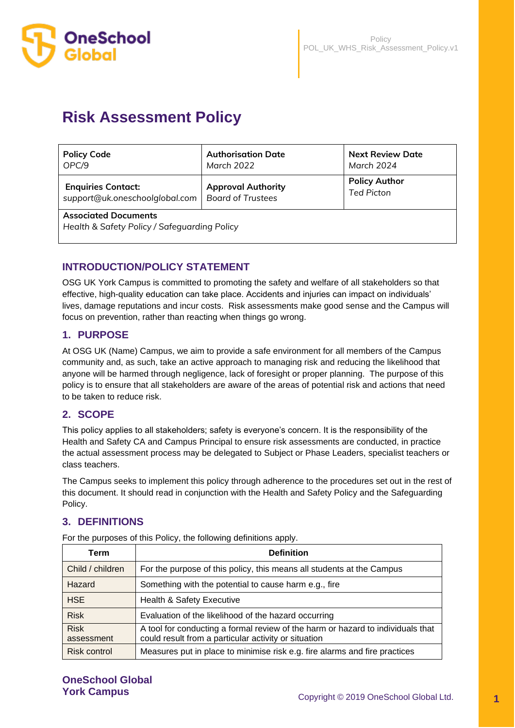# Risk Assessment Policy

| **Policy Code**<br>*OPC/9* | **Authorisation Date**<br>*March 2022* | **Next Review Date**<br>*March 2024* |
|---|---|---|
| **Enquiries Contact:**<br>*support@uk.oneschoolglobal.com* | **Approval Authority**<br>*Board of Trustees* | **Policy Author**<br>*Ted Picton* |
| **Associated Documents**<br>*Health & Safety Policy / Safeguarding Policy* | | |

## INTRODUCTION/POLICY STATEMENT

OSG UK York Campus is committed to promoting the safety and welfare of all stakeholders so that effective, high-quality education can take place. Accidents and injuries can impact on individuals' lives, damage reputations and incur costs. Risk assessments make good sense and the Campus will focus on prevention, rather than reacting when things go wrong.

## 1. PURPOSE

At OSG UK (Name) Campus, we aim to provide a safe environment for all members of the Campus community and, as such, take an active approach to managing risk and reducing the likelihood that anyone will be harmed through negligence, lack of foresight or proper planning. The purpose of this policy is to ensure that all stakeholders are aware of the areas of potential risk and actions that need to be taken to reduce risk.

## 2. SCOPE

This policy applies to all stakeholders; safety is everyone's concern. It is the responsibility of the Health and Safety CA and Campus Principal to ensure risk assessments are conducted, in practice the actual assessment process may be delegated to Subject or Phase Leaders, specialist teachers or class teachers.

The Campus seeks to implement this policy through adherence to the procedures set out in the rest of this document. It should read in conjunction with the Health and Safety Policy and the Safeguarding Policy.

## 3. DEFINITIONS

For the purposes of this Policy, the following definitions apply.

| Term | Definition |
|---|---|
| Child / children | For the purpose of this policy, this means all students at the Campus |
| Hazard | Something with the potential to cause harm e.g., fire |
| HSE | Health & Safety Executive |
| Risk | Evaluation of the likelihood of the hazard occurring |
| Risk assessment | A tool for conducting a formal review of the harm or hazard to individuals that could result from a particular activity or situation |
| Risk control | Measures put in place to minimise risk e.g. fire alarms and fire practices |

**OneSchool Global York Campus**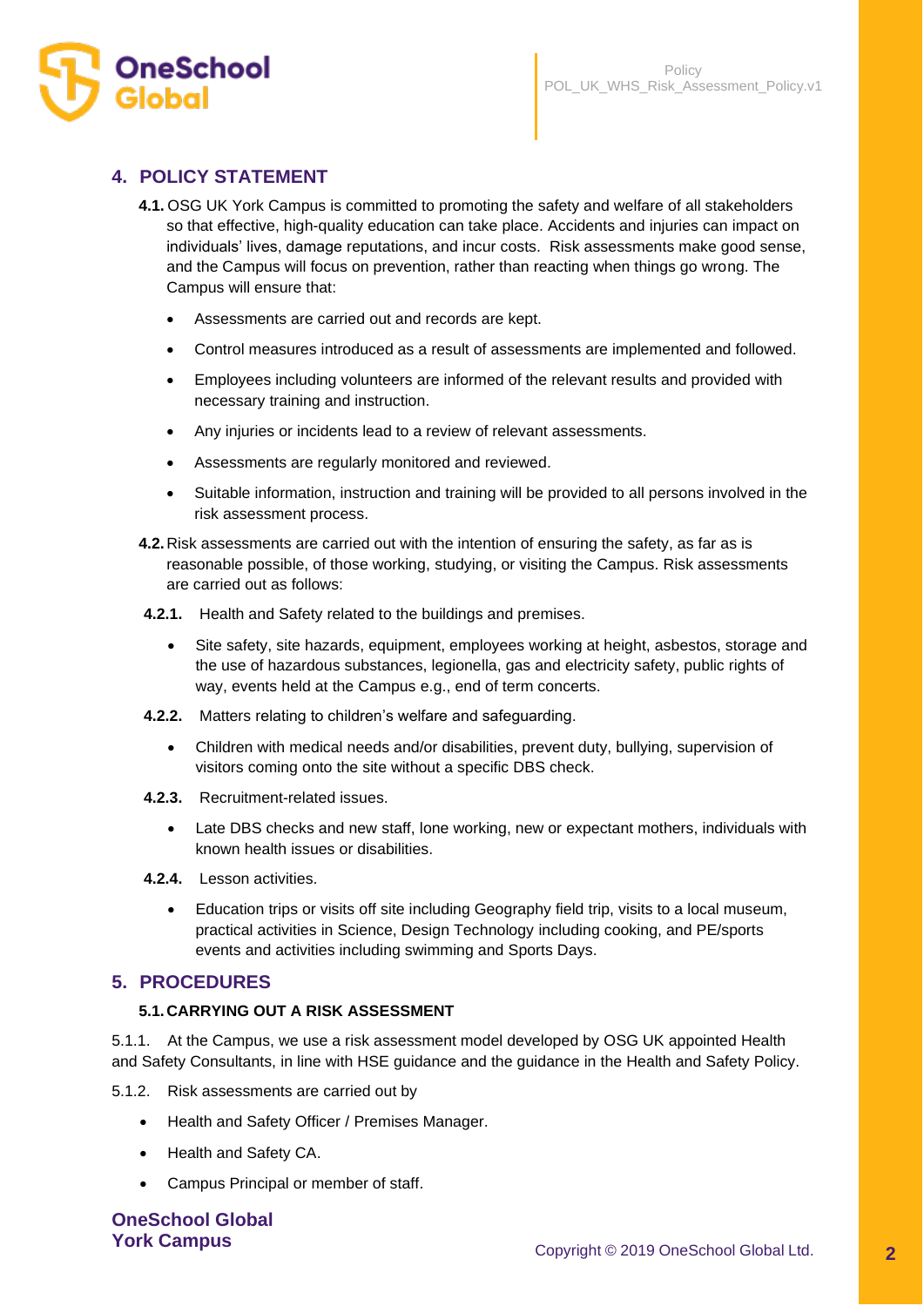## 4. POLICY STATEMENT

**4.1.** OSG UK York Campus is committed to promoting the safety and welfare of all stakeholders so that effective, high-quality education can take place. Accidents and injuries can impact on individuals' lives, damage reputations, and incur costs. Risk assessments make good sense, and the Campus will focus on prevention, rather than reacting when things go wrong. The Campus will ensure that:

- Assessments are carried out and records are kept.
- Control measures introduced as a result of assessments are implemented and followed.
- Employees including volunteers are informed of the relevant results and provided with necessary training and instruction.
- Any injuries or incidents lead to a review of relevant assessments.
- Assessments are regularly monitored and reviewed.
- Suitable information, instruction and training will be provided to all persons involved in the risk assessment process.

**4.2.** Risk assessments are carried out with the intention of ensuring the safety, as far as is reasonable possible, of those working, studying, or visiting the Campus. Risk assessments are carried out as follows:

**4.2.1.** Health and Safety related to the buildings and premises.

- Site safety, site hazards, equipment, employees working at height, asbestos, storage and the use of hazardous substances, legionella, gas and electricity safety, public rights of way, events held at the Campus e.g., end of term concerts.

**4.2.2.** Matters relating to children's welfare and safeguarding.

- Children with medical needs and/or disabilities, prevent duty, bullying, supervision of visitors coming onto the site without a specific DBS check.

**4.2.3.** Recruitment-related issues.

- Late DBS checks and new staff, lone working, new or expectant mothers, individuals with known health issues or disabilities.

**4.2.4.** Lesson activities.

- Education trips or visits off site including Geography field trip, visits to a local museum, practical activities in Science, Design Technology including cooking, and PE/sports events and activities including swimming and Sports Days.

## 5. PROCEDURES

### 5.1. CARRYING OUT A RISK ASSESSMENT

5.1.1. At the Campus, we use a risk assessment model developed by OSG UK appointed Health and Safety Consultants, in line with HSE guidance and the guidance in the Health and Safety Policy.

5.1.2. Risk assessments are carried out by

- Health and Safety Officer / Premises Manager.
- Health and Safety CA.
- Campus Principal or member of staff.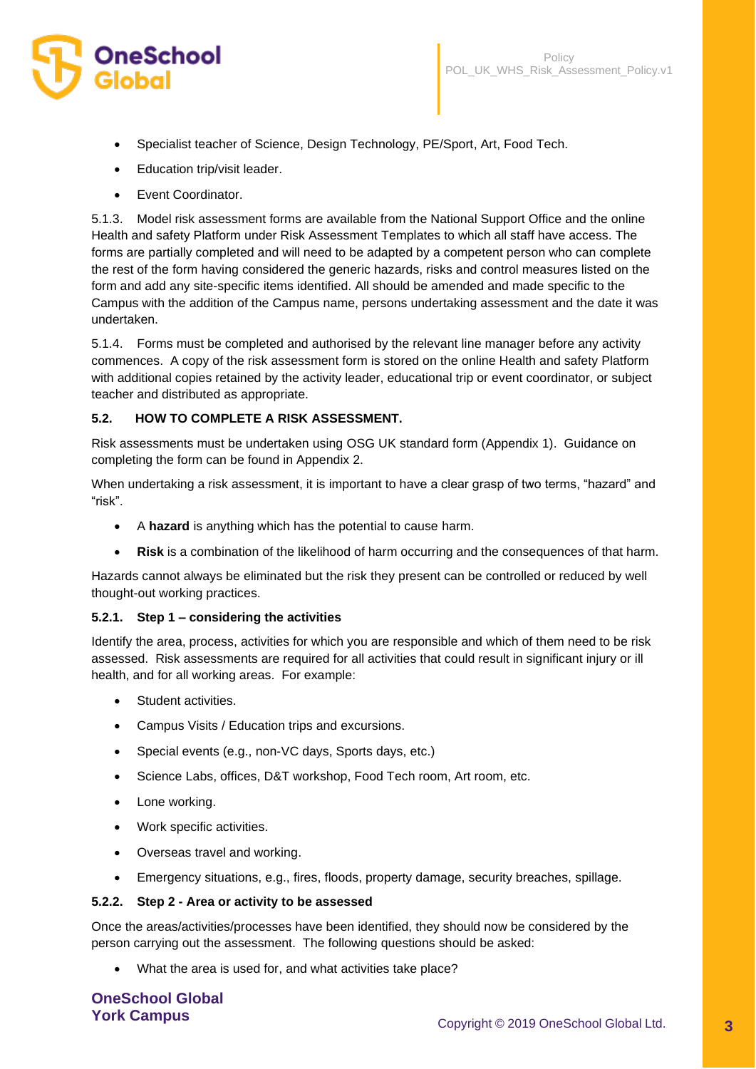- Specialist teacher of Science, Design Technology, PE/Sport, Art, Food Tech.
- Education trip/visit leader.
- Event Coordinator.

5.1.3. Model risk assessment forms are available from the National Support Office and the online Health and safety Platform under Risk Assessment Templates to which all staff have access. The forms are partially completed and will need to be adapted by a competent person who can complete the rest of the form having considered the generic hazards, risks and control measures listed on the form and add any site-specific items identified. All should be amended and made specific to the Campus with the addition of the Campus name, persons undertaking assessment and the date it was undertaken.

5.1.4. Forms must be completed and authorised by the relevant line manager before any activity commences. A copy of the risk assessment form is stored on the online Health and safety Platform with additional copies retained by the activity leader, educational trip or event coordinator, or subject teacher and distributed as appropriate.

### 5.2. HOW TO COMPLETE A RISK ASSESSMENT.

Risk assessments must be undertaken using OSG UK standard form (Appendix 1). Guidance on completing the form can be found in Appendix 2.

When undertaking a risk assessment, it is important to have a clear grasp of two terms, “hazard” and “risk”.

- A **hazard** is anything which has the potential to cause harm.
- **Risk** is a combination of the likelihood of harm occurring and the consequences of that harm.

Hazards cannot always be eliminated but the risk they present can be controlled or reduced by well thought-out working practices.

#### 5.2.1. Step 1 – considering the activities

Identify the area, process, activities for which you are responsible and which of them need to be risk assessed. Risk assessments are required for all activities that could result in significant injury or ill health, and for all working areas. For example:

- Student activities.
- Campus Visits / Education trips and excursions.
- Special events (e.g., non-VC days, Sports days, etc.)
- Science Labs, offices, D&T workshop, Food Tech room, Art room, etc.
- Lone working.
- Work specific activities.
- Overseas travel and working.
- Emergency situations, e.g., fires, floods, property damage, security breaches, spillage.

#### 5.2.2. Step 2 - Area or activity to be assessed

Once the areas/activities/processes have been identified, they should now be considered by the person carrying out the assessment. The following questions should be asked:

- What the area is used for, and what activities take place?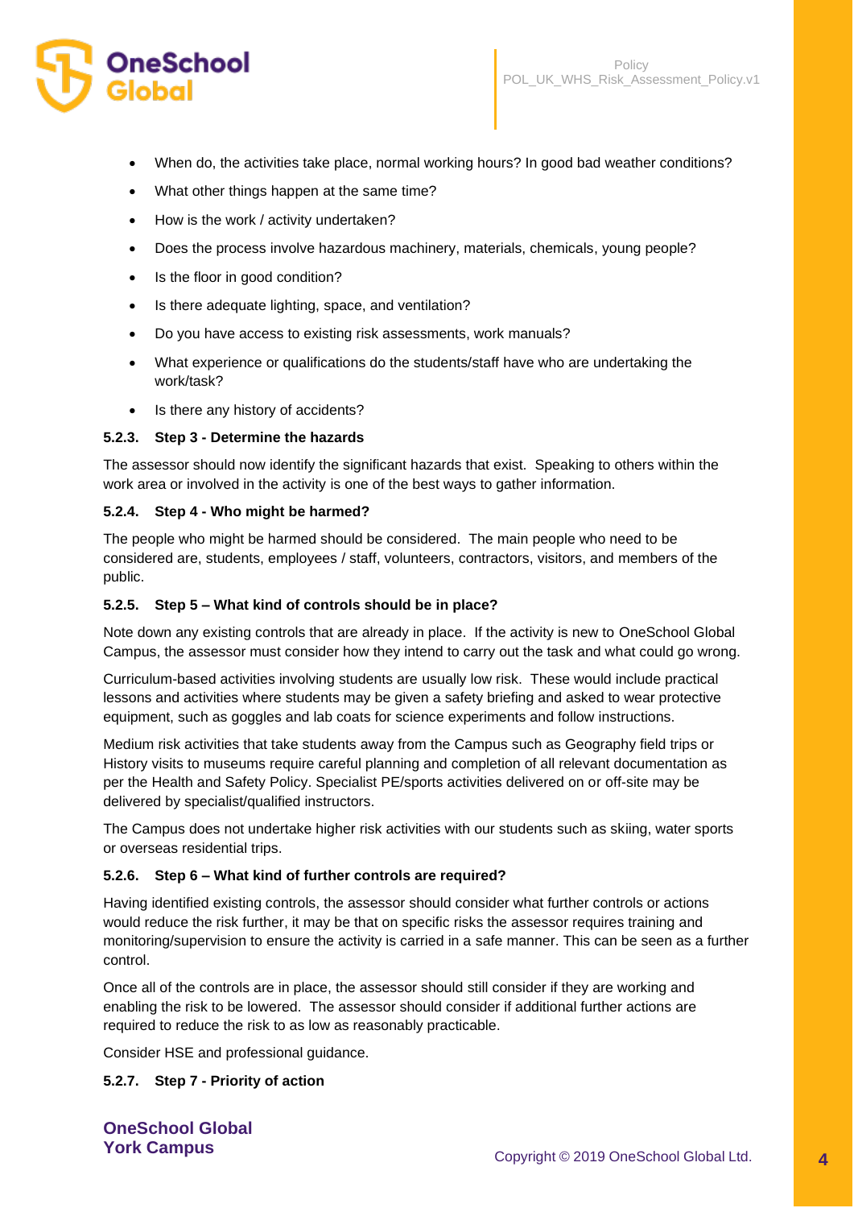- When do, the activities take place, normal working hours? In good bad weather conditions?
- What other things happen at the same time?
- How is the work / activity undertaken?
- Does the process involve hazardous machinery, materials, chemicals, young people?
- Is the floor in good condition?
- Is there adequate lighting, space, and ventilation?
- Do you have access to existing risk assessments, work manuals?
- What experience or qualifications do the students/staff have who are undertaking the work/task?
- Is there any history of accidents?

#### 5.2.3. Step 3 - Determine the hazards

The assessor should now identify the significant hazards that exist. Speaking to others within the work area or involved in the activity is one of the best ways to gather information.

#### 5.2.4. Step 4 - Who might be harmed?

The people who might be harmed should be considered. The main people who need to be considered are, students, employees / staff, volunteers, contractors, visitors, and members of the public.

#### 5.2.5. Step 5 – What kind of controls should be in place?

Note down any existing controls that are already in place. If the activity is new to OneSchool Global Campus, the assessor must consider how they intend to carry out the task and what could go wrong.

Curriculum-based activities involving students are usually low risk. These would include practical lessons and activities where students may be given a safety briefing and asked to wear protective equipment, such as goggles and lab coats for science experiments and follow instructions.

Medium risk activities that take students away from the Campus such as Geography field trips or History visits to museums require careful planning and completion of all relevant documentation as per the Health and Safety Policy. Specialist PE/sports activities delivered on or off-site may be delivered by specialist/qualified instructors.

The Campus does not undertake higher risk activities with our students such as skiing, water sports or overseas residential trips.

#### 5.2.6. Step 6 – What kind of further controls are required?

Having identified existing controls, the assessor should consider what further controls or actions would reduce the risk further, it may be that on specific risks the assessor requires training and monitoring/supervision to ensure the activity is carried in a safe manner. This can be seen as a further control.

Once all of the controls are in place, the assessor should still consider if they are working and enabling the risk to be lowered. The assessor should consider if additional further actions are required to reduce the risk to as low as reasonably practicable.

Consider HSE and professional guidance.

#### 5.2.7. Step 7 - Priority of action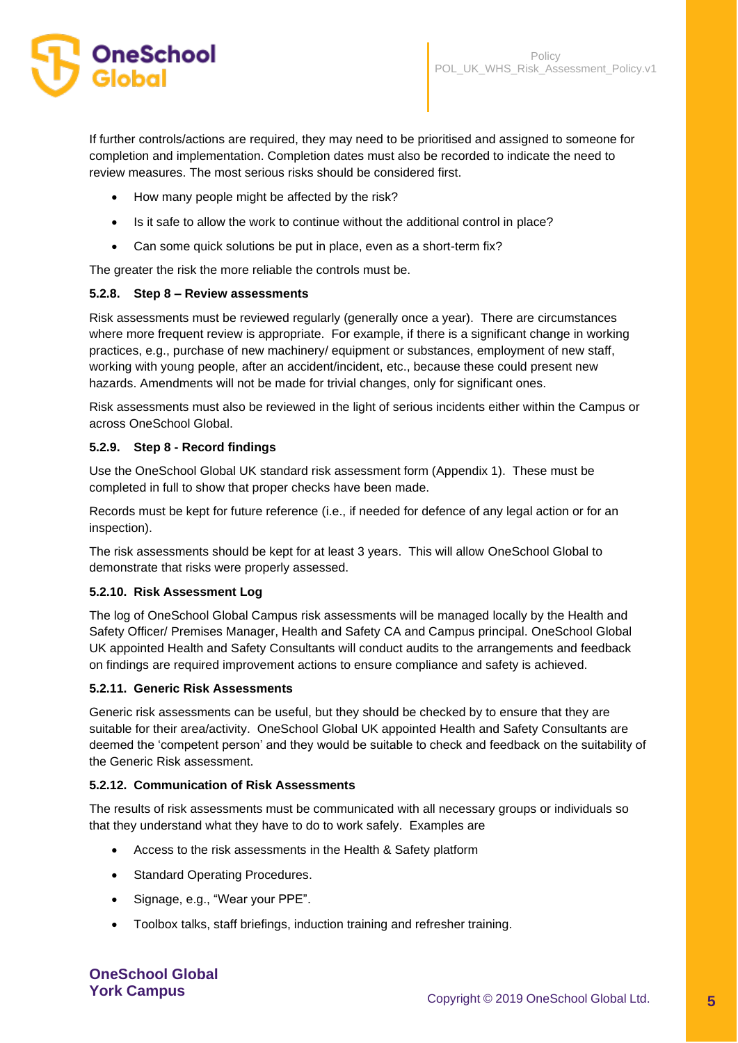If further controls/actions are required, they may need to be prioritised and assigned to someone for completion and implementation. Completion dates must also be recorded to indicate the need to review measures. The most serious risks should be considered first.

- How many people might be affected by the risk?
- Is it safe to allow the work to continue without the additional control in place?
- Can some quick solutions be put in place, even as a short-term fix?

The greater the risk the more reliable the controls must be.

#### 5.2.8. Step 8 – Review assessments

Risk assessments must be reviewed regularly (generally once a year). There are circumstances where more frequent review is appropriate. For example, if there is a significant change in working practices, e.g., purchase of new machinery/ equipment or substances, employment of new staff, working with young people, after an accident/incident, etc., because these could present new hazards. Amendments will not be made for trivial changes, only for significant ones.

Risk assessments must also be reviewed in the light of serious incidents either within the Campus or across OneSchool Global.

#### 5.2.9. Step 8 - Record findings

Use the OneSchool Global UK standard risk assessment form (Appendix 1). These must be completed in full to show that proper checks have been made.

Records must be kept for future reference (i.e., if needed for defence of any legal action or for an inspection).

The risk assessments should be kept for at least 3 years. This will allow OneSchool Global to demonstrate that risks were properly assessed.

#### 5.2.10. Risk Assessment Log

The log of OneSchool Global Campus risk assessments will be managed locally by the Health and Safety Officer/ Premises Manager, Health and Safety CA and Campus principal. OneSchool Global UK appointed Health and Safety Consultants will conduct audits to the arrangements and feedback on findings are required improvement actions to ensure compliance and safety is achieved.

#### 5.2.11. Generic Risk Assessments

Generic risk assessments can be useful, but they should be checked by to ensure that they are suitable for their area/activity. OneSchool Global UK appointed Health and Safety Consultants are deemed the 'competent person' and they would be suitable to check and feedback on the suitability of the Generic Risk assessment.

#### 5.2.12. Communication of Risk Assessments

The results of risk assessments must be communicated with all necessary groups or individuals so that they understand what they have to do to work safely. Examples are

- Access to the risk assessments in the Health & Safety platform
- Standard Operating Procedures.
- Signage, e.g., "Wear your PPE".
- Toolbox talks, staff briefings, induction training and refresher training.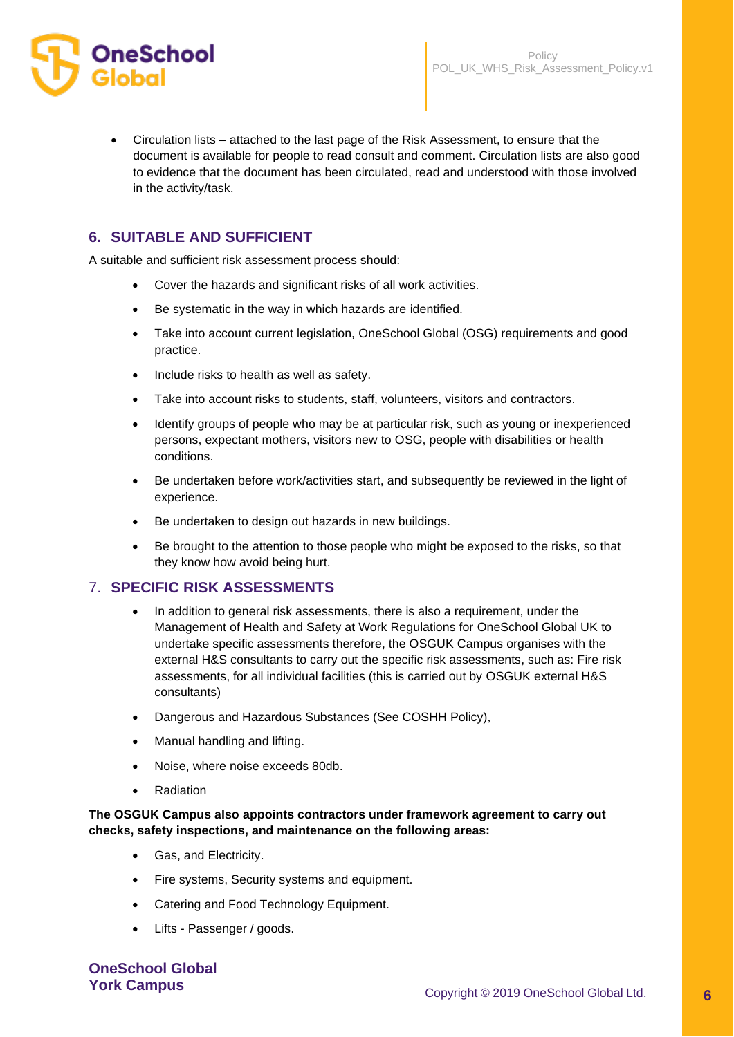- Circulation lists – attached to the last page of the Risk Assessment, to ensure that the document is available for people to read consult and comment. Circulation lists are also good to evidence that the document has been circulated, read and understood with those involved in the activity/task.

## 6. SUITABLE AND SUFFICIENT

A suitable and sufficient risk assessment process should:

- Cover the hazards and significant risks of all work activities.
- Be systematic in the way in which hazards are identified.
- Take into account current legislation, OneSchool Global (OSG) requirements and good practice.
- Include risks to health as well as safety.
- Take into account risks to students, staff, volunteers, visitors and contractors.
- Identify groups of people who may be at particular risk, such as young or inexperienced persons, expectant mothers, visitors new to OSG, people with disabilities or health conditions.
- Be undertaken before work/activities start, and subsequently be reviewed in the light of experience.
- Be undertaken to design out hazards in new buildings.
- Be brought to the attention to those people who might be exposed to the risks, so that they know how avoid being hurt.

## 7. SPECIFIC RISK ASSESSMENTS

- In addition to general risk assessments, there is also a requirement, under the Management of Health and Safety at Work Regulations for OneSchool Global UK to undertake specific assessments therefore, the OSGUK Campus organises with the external H&S consultants to carry out the specific risk assessments, such as: Fire risk assessments, for all individual facilities (this is carried out by OSGUK external H&S consultants)
- Dangerous and Hazardous Substances (See COSHH Policy),
- Manual handling and lifting.
- Noise, where noise exceeds 80db.
- Radiation

**The OSGUK Campus also appoints contractors under framework agreement to carry out checks, safety inspections, and maintenance on the following areas:**

- Gas, and Electricity.
- Fire systems, Security systems and equipment.
- Catering and Food Technology Equipment.
- Lifts - Passenger / goods.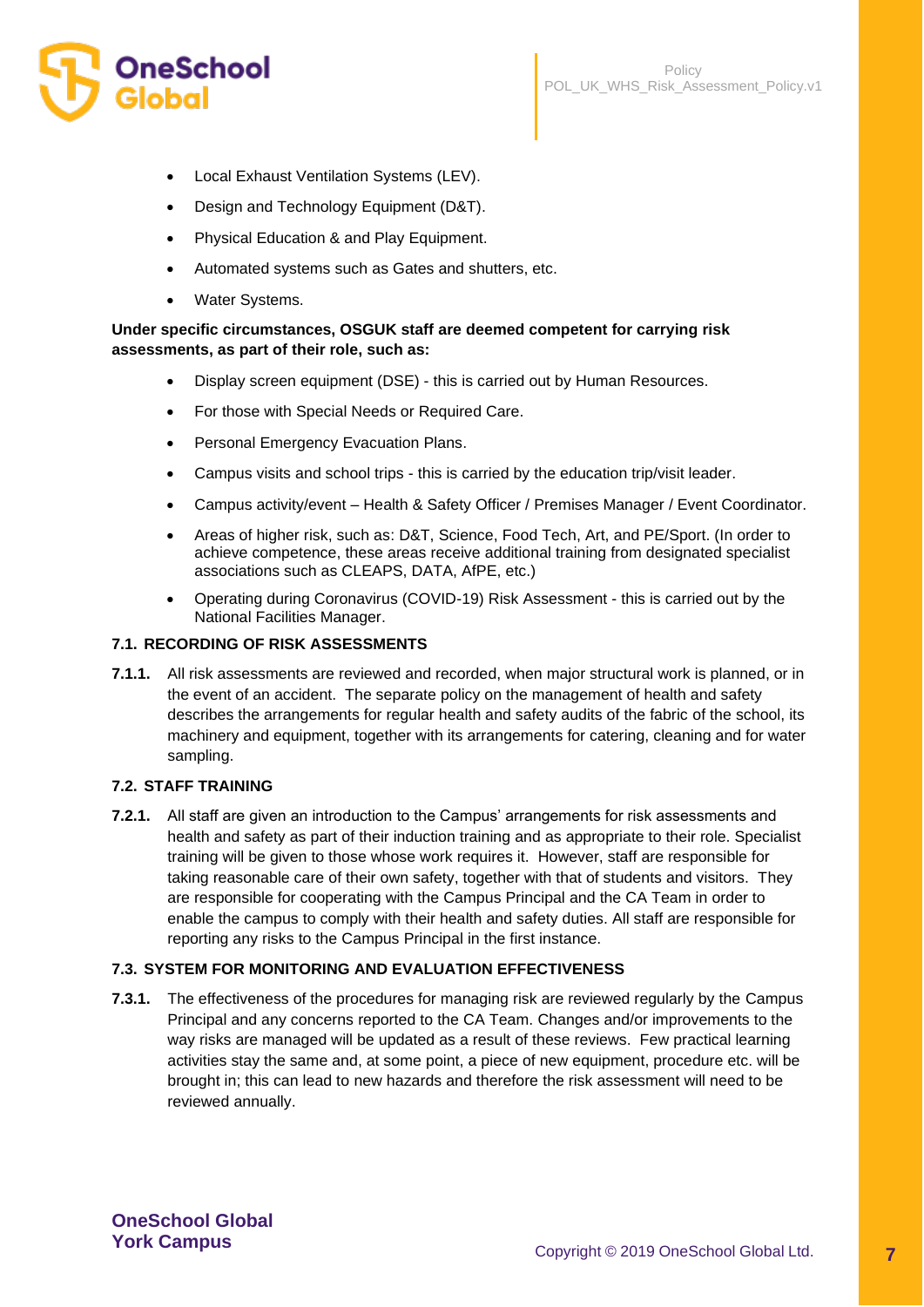- Local Exhaust Ventilation Systems (LEV).
- Design and Technology Equipment (D&T).
- Physical Education & and Play Equipment.
- Automated systems such as Gates and shutters, etc.
- Water Systems.

**Under specific circumstances, OSGUK staff are deemed competent for carrying risk assessments, as part of their role, such as:**

- Display screen equipment (DSE) - this is carried out by Human Resources.
- For those with Special Needs or Required Care.
- Personal Emergency Evacuation Plans.
- Campus visits and school trips - this is carried by the education trip/visit leader.
- Campus activity/event – Health & Safety Officer / Premises Manager / Event Coordinator.
- Areas of higher risk, such as: D&T, Science, Food Tech, Art, and PE/Sport. (In order to achieve competence, these areas receive additional training from designated specialist associations such as CLEAPS, DATA, AfPE, etc.)
- Operating during Coronavirus (COVID-19) Risk Assessment - this is carried out by the National Facilities Manager.

### 7.1. RECORDING OF RISK ASSESSMENTS

**7.1.1.** All risk assessments are reviewed and recorded, when major structural work is planned, or in the event of an accident. The separate policy on the management of health and safety describes the arrangements for regular health and safety audits of the fabric of the school, its machinery and equipment, together with its arrangements for catering, cleaning and for water sampling.

### 7.2. STAFF TRAINING

**7.2.1.** All staff are given an introduction to the Campus' arrangements for risk assessments and health and safety as part of their induction training and as appropriate to their role. Specialist training will be given to those whose work requires it. However, staff are responsible for taking reasonable care of their own safety, together with that of students and visitors. They are responsible for cooperating with the Campus Principal and the CA Team in order to enable the campus to comply with their health and safety duties. All staff are responsible for reporting any risks to the Campus Principal in the first instance.

### 7.3. SYSTEM FOR MONITORING AND EVALUATION EFFECTIVENESS

**7.3.1.** The effectiveness of the procedures for managing risk are reviewed regularly by the Campus Principal and any concerns reported to the CA Team. Changes and/or improvements to the way risks are managed will be updated as a result of these reviews. Few practical learning activities stay the same and, at some point, a piece of new equipment, procedure etc. will be brought in; this can lead to new hazards and therefore the risk assessment will need to be reviewed annually.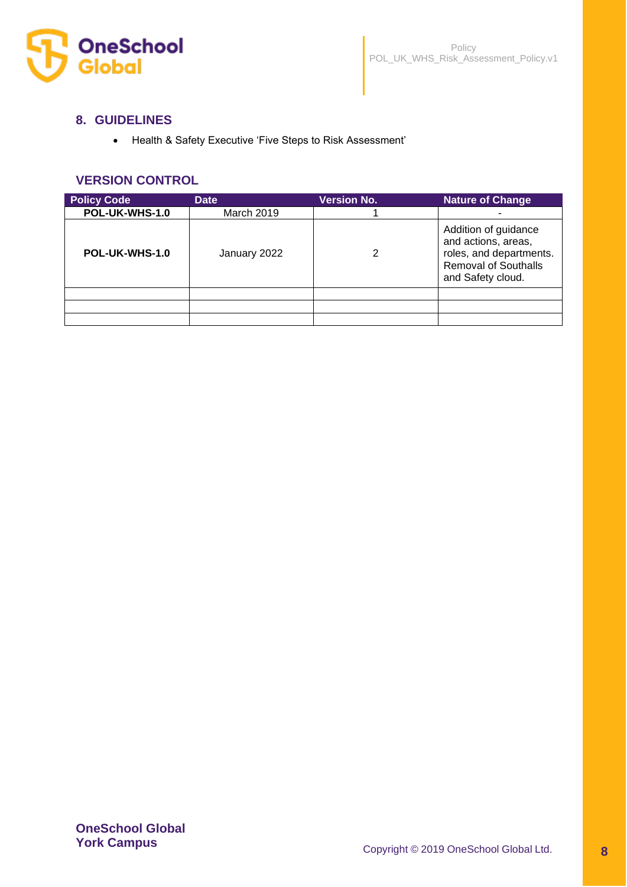## 8. GUIDELINES

- Health & Safety Executive 'Five Steps to Risk Assessment'

## VERSION CONTROL

| Policy Code | Date | Version No. | Nature of Change |
|---|---|---|---|
| **POL-UK-WHS-1.0** | March 2019 | 1 | - |
| **POL-UK-WHS-1.0** | January 2022 | 2 | Addition of guidance and actions, areas, roles, and departments. Removal of Southalls and Safety cloud. |
| | | | |
| | | | |
| | | | |

**OneSchool Global**
**York Campus**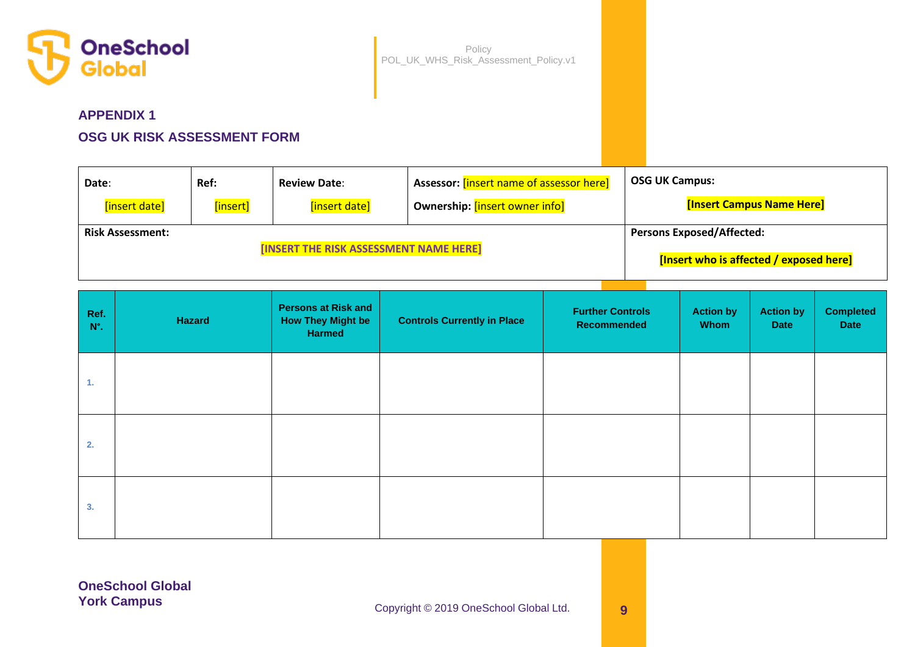## APPENDIX 1

## OSG UK RISK ASSESSMENT FORM

| Date: [insert date] | Ref: [insert] | Review Date: [insert date] | Assessor: [insert name of assessor here] Ownership: [insert owner info] | OSG UK Campus: [Insert Campus Name Here] |
|---|---|---|---|---|
| Risk Assessment: [INSERT THE RISK ASSESSMENT NAME HERE] | | | | Persons Exposed/Affected: [Insert who is affected / exposed here] |

| Ref. N°. | Hazard | Persons at Risk and How They Might be Harmed | Controls Currently in Place | Further Controls Recommended | Action by Whom | Action by Date | Completed Date |
|---|---|---|---|---|---|---|---|
| 1. | | | | | | | |
| 2. | | | | | | | |
| 3. | | | | | | | |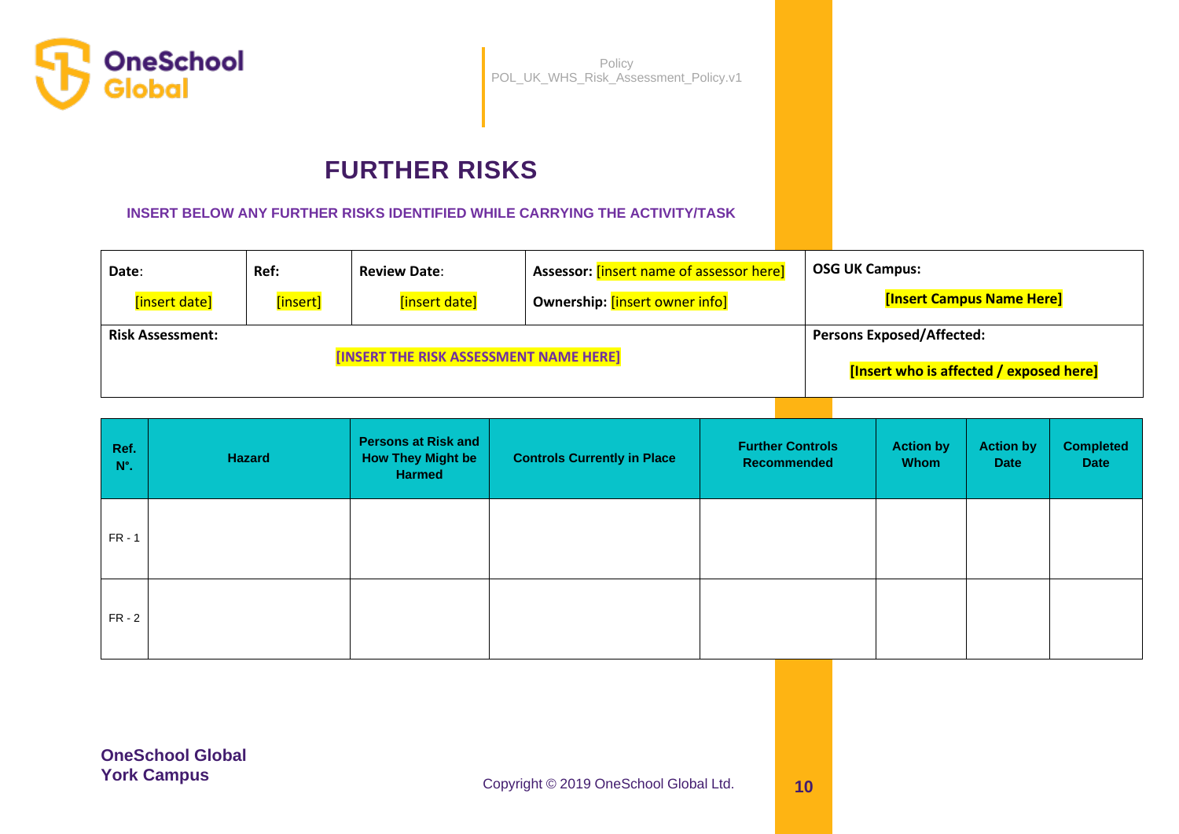# FURTHER RISKS

**INSERT BELOW ANY FURTHER RISKS IDENTIFIED WHILE CARRYING THE ACTIVITY/TASK**

| Date: [insert date] | Ref: [insert] | Review Date: [insert date] | Assessor: [insert name of assessor here] Ownership: [insert owner info] | OSG UK Campus: [Insert Campus Name Here] |
|---|---|---|---|---|
| **Risk Assessment:** [INSERT THE RISK ASSESSMENT NAME HERE] | | | | **Persons Exposed/Affected:** [Insert who is affected / exposed here] |

| Ref. N°. | Hazard | Persons at Risk and How They Might be Harmed | Controls Currently in Place | Further Controls Recommended | Action by Whom | Action by Date | Completed Date |
|---|---|---|---|---|---|---|---|
| FR - 1 | | | | | | | |
| FR - 2 | | | | | | | |

**OneSchool Global**
**York Campus**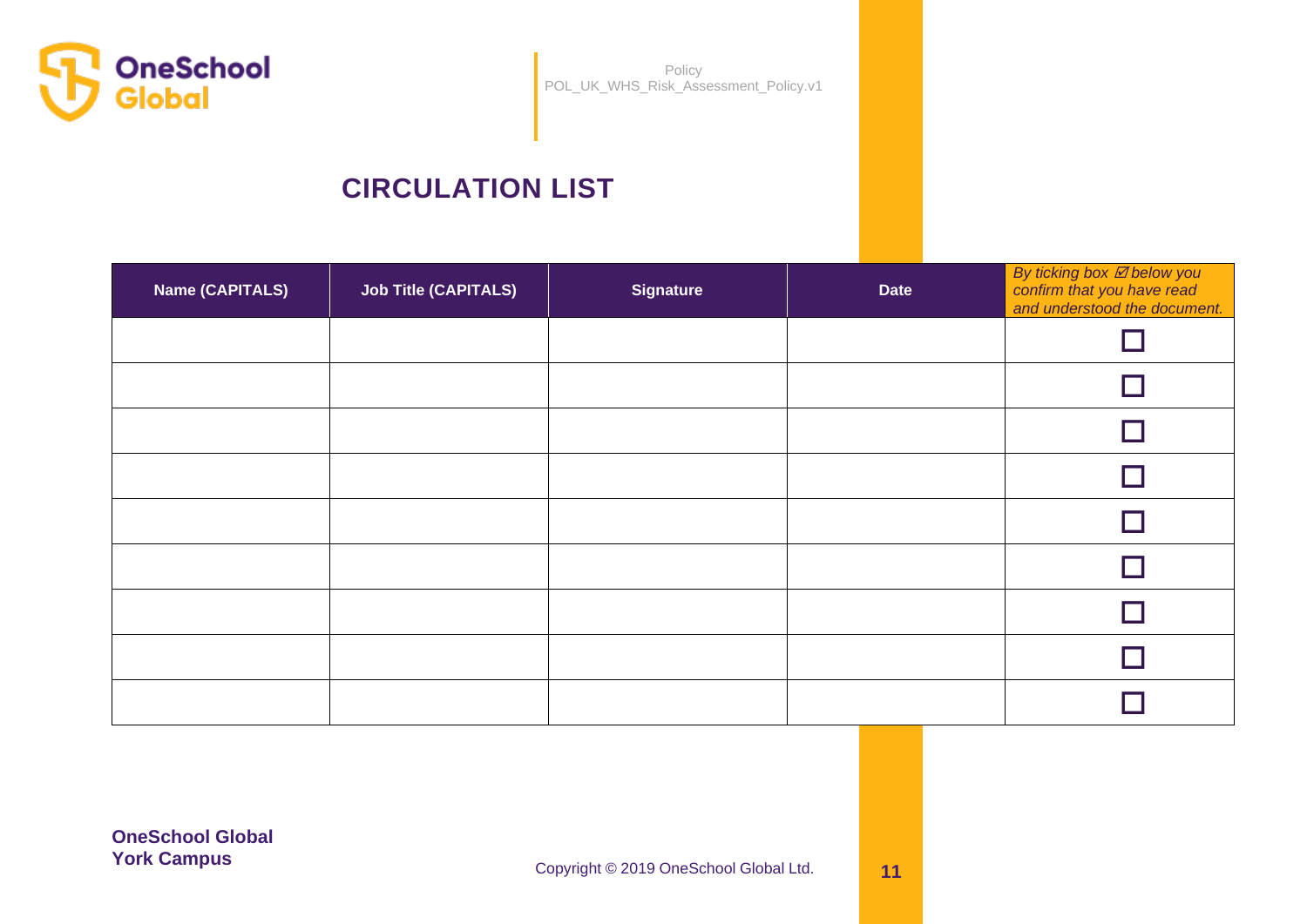# CIRCULATION LIST

| Name (CAPITALS) | Job Title (CAPITALS) | Signature | Date | *By ticking box ☑ below you confirm that you have read and understood the document.* |
|---|---|---|---|---|
| | | | | ☐ |
| | | | | ☐ |
| | | | | ☐ |
| | | | | ☐ |
| | | | | ☐ |
| | | | | ☐ |
| | | | | ☐ |
| | | | | ☐ |
| | | | | ☐ |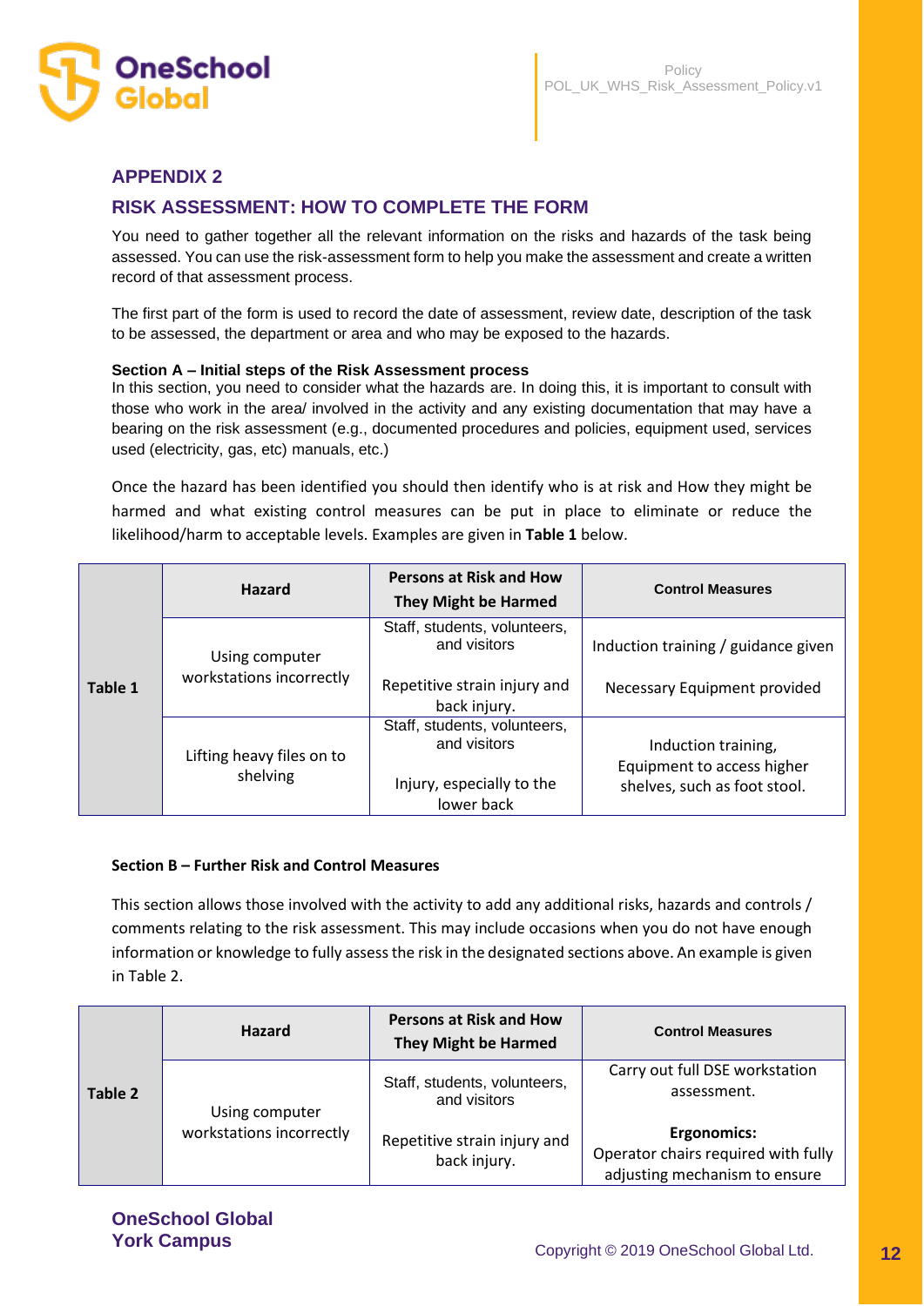## APPENDIX 2

## RISK ASSESSMENT: HOW TO COMPLETE THE FORM

You need to gather together all the relevant information on the risks and hazards of the task being assessed. You can use the risk-assessment form to help you make the assessment and create a written record of that assessment process.

The first part of the form is used to record the date of assessment, review date, description of the task to be assessed, the department or area and who may be exposed to the hazards.

**Section A – Initial steps of the Risk Assessment process**

In this section, you need to consider what the hazards are. In doing this, it is important to consult with those who work in the area/ involved in the activity and any existing documentation that may have a bearing on the risk assessment (e.g., documented procedures and policies, equipment used, services used (electricity, gas, etc) manuals, etc.)

Once the hazard has been identified you should then identify who is at risk and How they might be harmed and what existing control measures can be put in place to eliminate or reduce the likelihood/harm to acceptable levels. Examples are given in **Table 1** below.

| | Hazard | Persons at Risk and How They Might be Harmed | Control Measures |
|---|---|---|---|
| **Table 1** | Using computer workstations incorrectly | Staff, students, volunteers, and visitors<br><br>Repetitive strain injury and back injury. | Induction training / guidance given<br><br>Necessary Equipment provided |
| | Lifting heavy files on to shelving | Staff, students, volunteers, and visitors<br><br>Injury, especially to the lower back | Induction training, Equipment to access higher shelves, such as foot stool. |

**Section B – Further Risk and Control Measures**

This section allows those involved with the activity to add any additional risks, hazards and controls / comments relating to the risk assessment. This may include occasions when you do not have enough information or knowledge to fully assess the risk in the designated sections above. An example is given in Table 2.

| | Hazard | Persons at Risk and How They Might be Harmed | Control Measures |
|---|---|---|---|
| **Table 2** | Using computer workstations incorrectly | Staff, students, volunteers, and visitors<br><br>Repetitive strain injury and back injury. | Carry out full DSE workstation assessment.<br><br>**Ergonomics:**<br>Operator chairs required with fully adjusting mechanism to ensure |

**OneSchool Global**
**York Campus**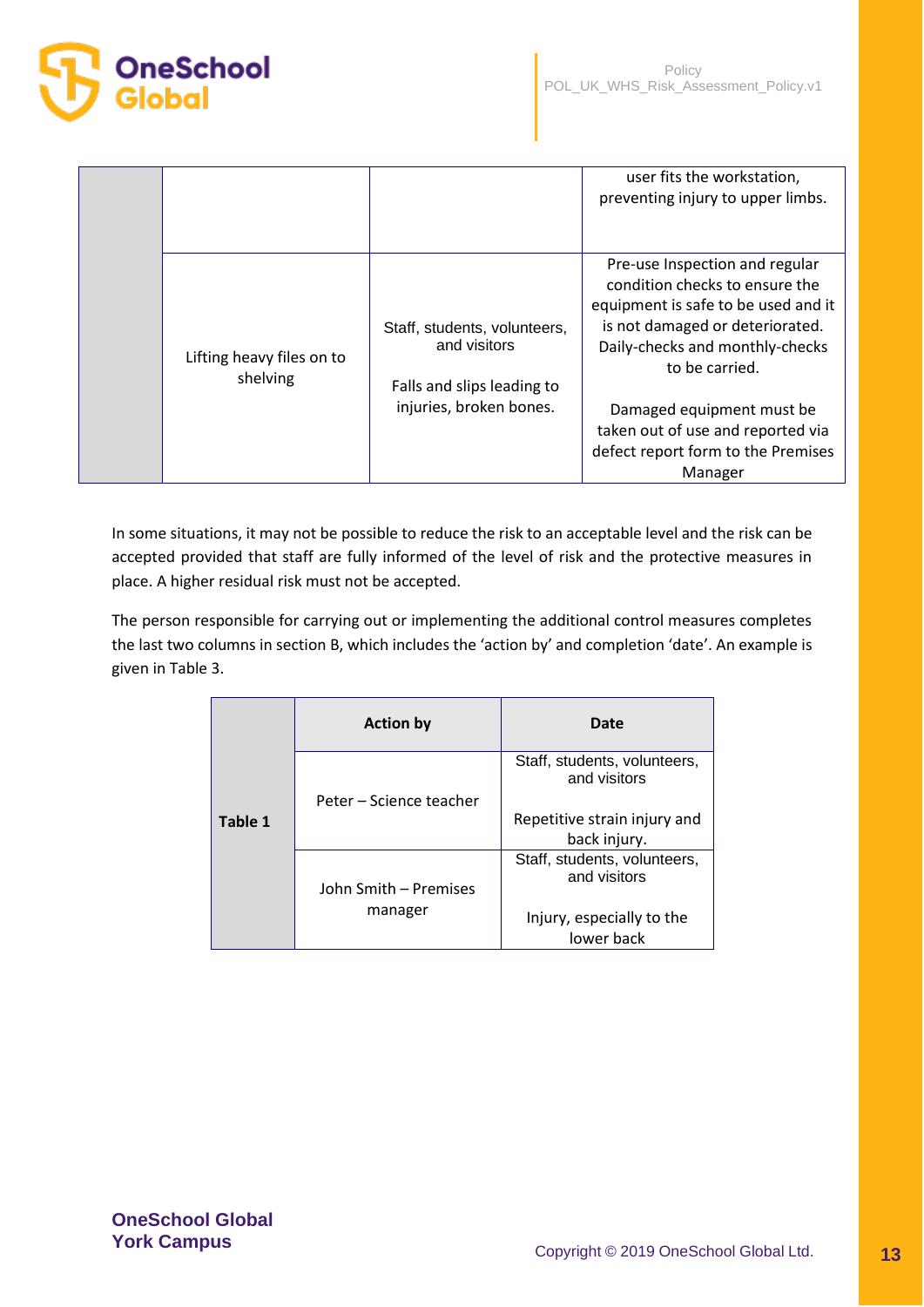| | | | |
|---|---|---|---|
| | | | user fits the workstation, preventing injury to upper limbs. |
| | Lifting heavy files on to shelving | Staff, students, volunteers, and visitors<br><br>Falls and slips leading to injuries, broken bones. | Pre-use Inspection and regular condition checks to ensure the equipment is safe to be used and it is not damaged or deteriorated. Daily-checks and monthly-checks to be carried.<br><br>Damaged equipment must be taken out of use and reported via defect report form to the Premises Manager |

In some situations, it may not be possible to reduce the risk to an acceptable level and the risk can be accepted provided that staff are fully informed of the level of risk and the protective measures in place. A higher residual risk must not be accepted.

The person responsible for carrying out or implementing the additional control measures completes the last two columns in section B, which includes the 'action by' and completion 'date'. An example is given in Table 3.

| | Action by | Date |
|---|---|---|
| **Table 1** | Peter – Science teacher | Staff, students, volunteers, and visitors<br><br>Repetitive strain injury and back injury. |
| | John Smith – Premises manager | Staff, students, volunteers, and visitors<br><br>Injury, especially to the lower back |

**OneSchool Global**
**York Campus**